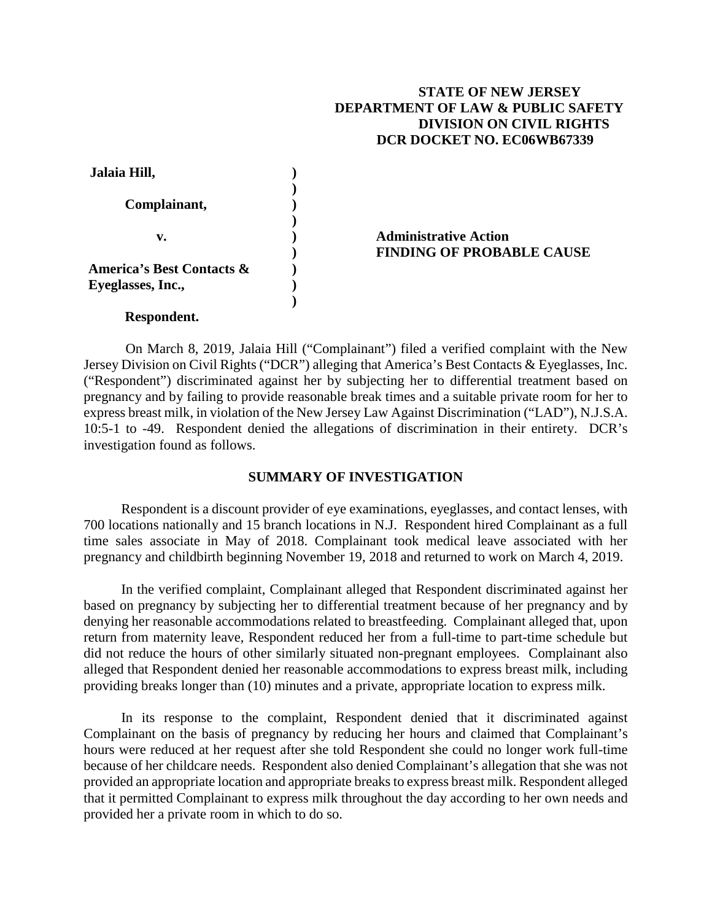**STATE OF NEW JERSEY**
**DEPARTMENT OF LAW & PUBLIC SAFETY**
**DIVISION ON CIVIL RIGHTS**
**DCR DOCKET NO. EC06WB67339**

**Jalaia Hill,**

**Complainant,**

**v.**

**America's Best Contacts & Eyeglasses, Inc.,**

**Respondent.**

**Administrative Action**
**FINDING OF PROBABLE CAUSE**

On March 8, 2019, Jalaia Hill ("Complainant") filed a verified complaint with the New Jersey Division on Civil Rights ("DCR") alleging that America's Best Contacts & Eyeglasses, Inc. ("Respondent") discriminated against her by subjecting her to differential treatment based on pregnancy and by failing to provide reasonable break times and a suitable private room for her to express breast milk, in violation of the New Jersey Law Against Discrimination ("LAD"), N.J.S.A. 10:5-1 to -49. Respondent denied the allegations of discrimination in their entirety. DCR's investigation found as follows.

## SUMMARY OF INVESTIGATION

Respondent is a discount provider of eye examinations, eyeglasses, and contact lenses, with 700 locations nationally and 15 branch locations in N.J. Respondent hired Complainant as a full time sales associate in May of 2018. Complainant took medical leave associated with her pregnancy and childbirth beginning November 19, 2018 and returned to work on March 4, 2019.

In the verified complaint, Complainant alleged that Respondent discriminated against her based on pregnancy by subjecting her to differential treatment because of her pregnancy and by denying her reasonable accommodations related to breastfeeding. Complainant alleged that, upon return from maternity leave, Respondent reduced her from a full-time to part-time schedule but did not reduce the hours of other similarly situated non-pregnant employees. Complainant also alleged that Respondent denied her reasonable accommodations to express breast milk, including providing breaks longer than (10) minutes and a private, appropriate location to express milk.

In its response to the complaint, Respondent denied that it discriminated against Complainant on the basis of pregnancy by reducing her hours and claimed that Complainant's hours were reduced at her request after she told Respondent she could no longer work full-time because of her childcare needs. Respondent also denied Complainant's allegation that she was not provided an appropriate location and appropriate breaks to express breast milk. Respondent alleged that it permitted Complainant to express milk throughout the day according to her own needs and provided her a private room in which to do so.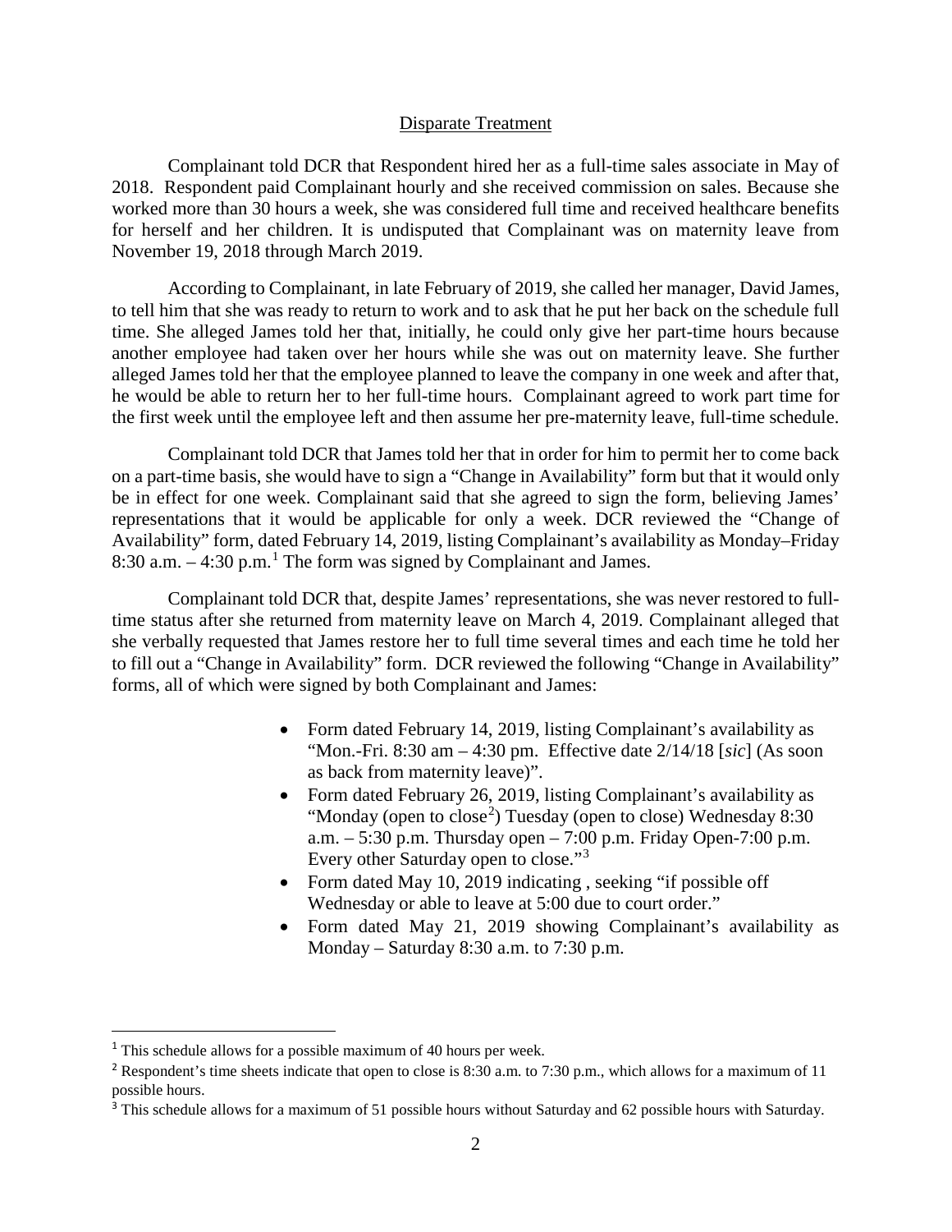## Disparate Treatment

Complainant told DCR that Respondent hired her as a full-time sales associate in May of 2018. Respondent paid Complainant hourly and she received commission on sales. Because she worked more than 30 hours a week, she was considered full time and received healthcare benefits for herself and her children. It is undisputed that Complainant was on maternity leave from November 19, 2018 through March 2019.

According to Complainant, in late February of 2019, she called her manager, David James, to tell him that she was ready to return to work and to ask that he put her back on the schedule full time. She alleged James told her that, initially, he could only give her part-time hours because another employee had taken over her hours while she was out on maternity leave. She further alleged James told her that the employee planned to leave the company in one week and after that, he would be able to return her to her full-time hours. Complainant agreed to work part time for the first week until the employee left and then assume her pre-maternity leave, full-time schedule.

Complainant told DCR that James told her that in order for him to permit her to come back on a part-time basis, she would have to sign a "Change in Availability" form but that it would only be in effect for one week. Complainant said that she agreed to sign the form, believing James' representations that it would be applicable for only a week. DCR reviewed the "Change of Availability" form, dated February 14, 2019, listing Complainant's availability as Monday–Friday 8:30 a.m. – 4:30 p.m.[1] The form was signed by Complainant and James.

Complainant told DCR that, despite James' representations, she was never restored to full-time status after she returned from maternity leave on March 4, 2019. Complainant alleged that she verbally requested that James restore her to full time several times and each time he told her to fill out a "Change in Availability" form. DCR reviewed the following "Change in Availability" forms, all of which were signed by both Complainant and James:

- Form dated February 14, 2019, listing Complainant's availability as "Mon.-Fri. 8:30 am – 4:30 pm. Effective date 2/14/18 [*sic*] (As soon as back from maternity leave)".
- Form dated February 26, 2019, listing Complainant's availability as "Monday (open to close[2]) Tuesday (open to close) Wednesday 8:30 a.m. – 5:30 p.m. Thursday open – 7:00 p.m. Friday Open-7:00 p.m. Every other Saturday open to close."[3]
- Form dated May 10, 2019 indicating , seeking "if possible off Wednesday or able to leave at 5:00 due to court order."
- Form dated May 21, 2019 showing Complainant's availability as Monday – Saturday 8:30 a.m. to 7:30 p.m.

---

[1] This schedule allows for a possible maximum of 40 hours per week.

[2] Respondent's time sheets indicate that open to close is 8:30 a.m. to 7:30 p.m., which allows for a maximum of 11 possible hours.

[3] This schedule allows for a maximum of 51 possible hours without Saturday and 62 possible hours with Saturday.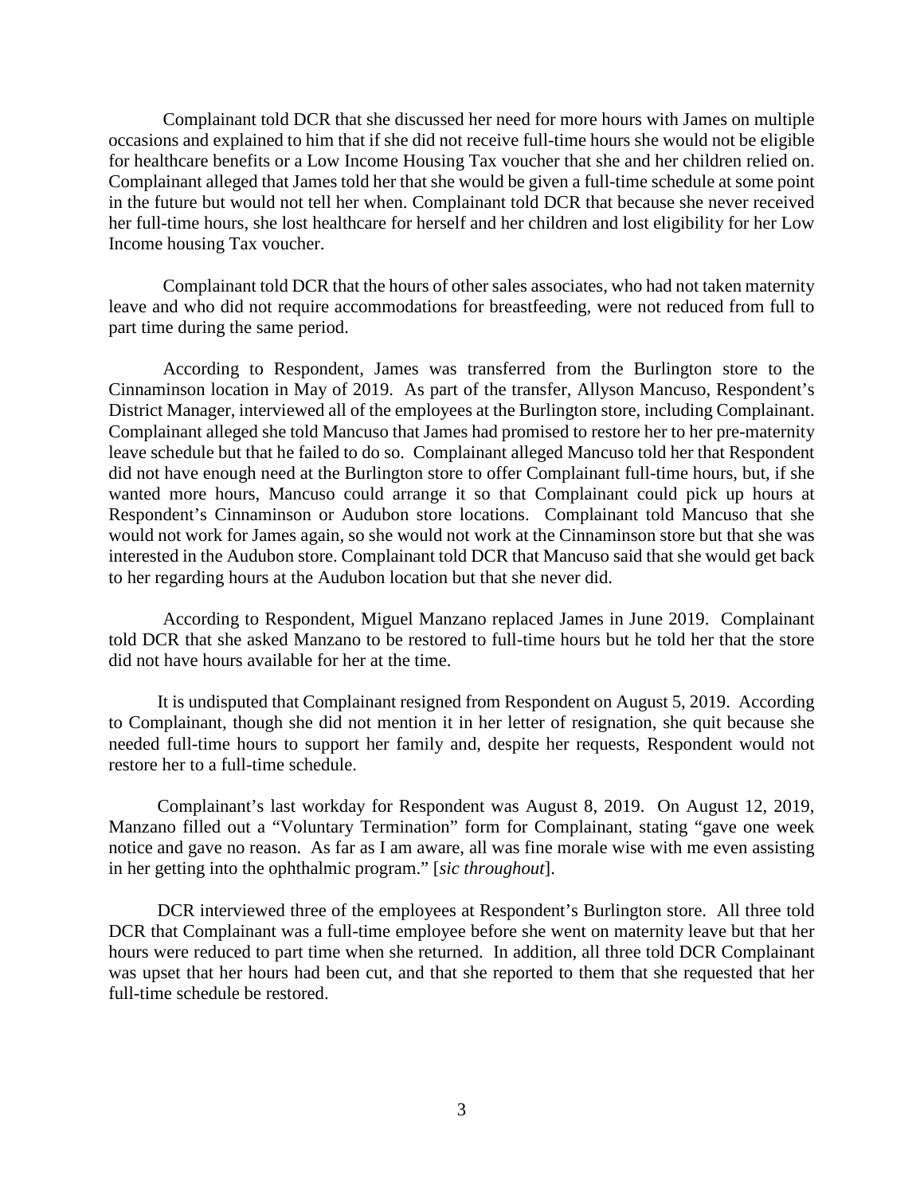Complainant told DCR that she discussed her need for more hours with James on multiple occasions and explained to him that if she did not receive full-time hours she would not be eligible for healthcare benefits or a Low Income Housing Tax voucher that she and her children relied on. Complainant alleged that James told her that she would be given a full-time schedule at some point in the future but would not tell her when. Complainant told DCR that because she never received her full-time hours, she lost healthcare for herself and her children and lost eligibility for her Low Income housing Tax voucher.

Complainant told DCR that the hours of other sales associates, who had not taken maternity leave and who did not require accommodations for breastfeeding, were not reduced from full to part time during the same period.

According to Respondent, James was transferred from the Burlington store to the Cinnaminson location in May of 2019. As part of the transfer, Allyson Mancuso, Respondent's District Manager, interviewed all of the employees at the Burlington store, including Complainant. Complainant alleged she told Mancuso that James had promised to restore her to her pre-maternity leave schedule but that he failed to do so. Complainant alleged Mancuso told her that Respondent did not have enough need at the Burlington store to offer Complainant full-time hours, but, if she wanted more hours, Mancuso could arrange it so that Complainant could pick up hours at Respondent's Cinnaminson or Audubon store locations. Complainant told Mancuso that she would not work for James again, so she would not work at the Cinnaminson store but that she was interested in the Audubon store. Complainant told DCR that Mancuso said that she would get back to her regarding hours at the Audubon location but that she never did.

According to Respondent, Miguel Manzano replaced James in June 2019. Complainant told DCR that she asked Manzano to be restored to full-time hours but he told her that the store did not have hours available for her at the time.

It is undisputed that Complainant resigned from Respondent on August 5, 2019. According to Complainant, though she did not mention it in her letter of resignation, she quit because she needed full-time hours to support her family and, despite her requests, Respondent would not restore her to a full-time schedule.

Complainant's last workday for Respondent was August 8, 2019. On August 12, 2019, Manzano filled out a "Voluntary Termination" form for Complainant, stating "gave one week notice and gave no reason. As far as I am aware, all was fine morale wise with me even assisting in her getting into the ophthalmic program." [*sic throughout*].

DCR interviewed three of the employees at Respondent's Burlington store. All three told DCR that Complainant was a full-time employee before she went on maternity leave but that her hours were reduced to part time when she returned. In addition, all three told DCR Complainant was upset that her hours had been cut, and that she reported to them that she requested that her full-time schedule be restored.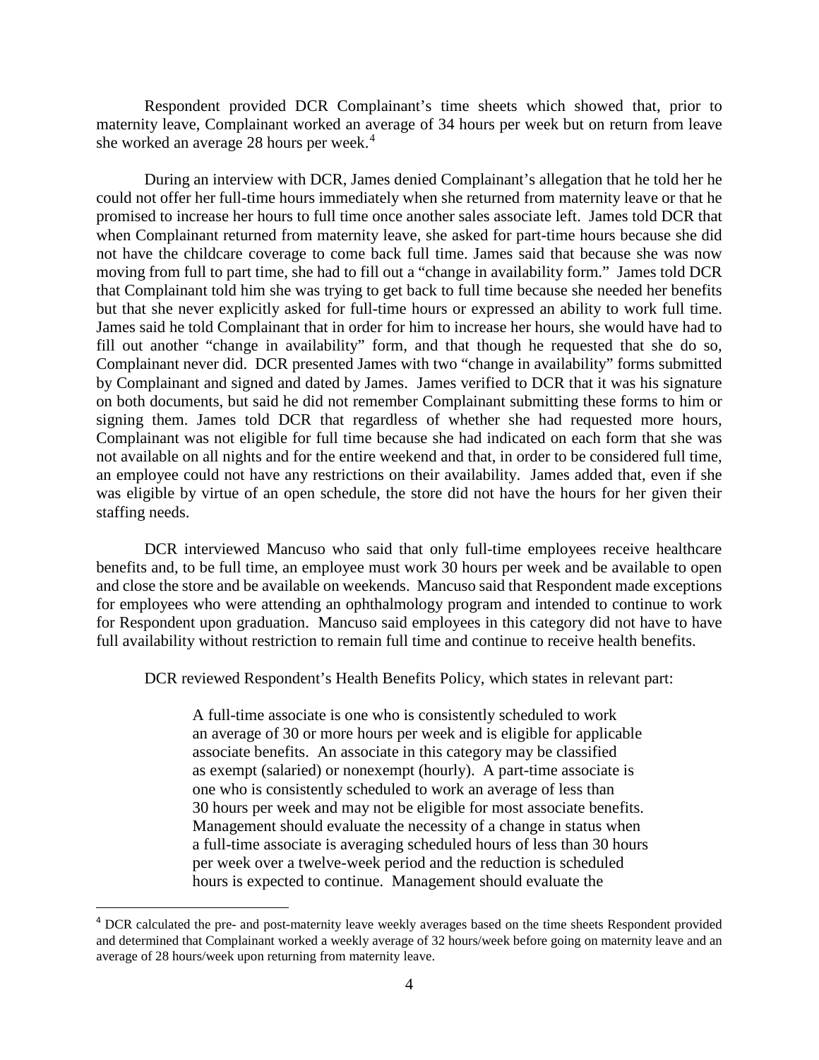Respondent provided DCR Complainant's time sheets which showed that, prior to maternity leave, Complainant worked an average of 34 hours per week but on return from leave she worked an average 28 hours per week.[4]

During an interview with DCR, James denied Complainant's allegation that he told her he could not offer her full-time hours immediately when she returned from maternity leave or that he promised to increase her hours to full time once another sales associate left. James told DCR that when Complainant returned from maternity leave, she asked for part-time hours because she did not have the childcare coverage to come back full time. James said that because she was now moving from full to part time, she had to fill out a "change in availability form." James told DCR that Complainant told him she was trying to get back to full time because she needed her benefits but that she never explicitly asked for full-time hours or expressed an ability to work full time. James said he told Complainant that in order for him to increase her hours, she would have had to fill out another "change in availability" form, and that though he requested that she do so, Complainant never did. DCR presented James with two "change in availability" forms submitted by Complainant and signed and dated by James. James verified to DCR that it was his signature on both documents, but said he did not remember Complainant submitting these forms to him or signing them. James told DCR that regardless of whether she had requested more hours, Complainant was not eligible for full time because she had indicated on each form that she was not available on all nights and for the entire weekend and that, in order to be considered full time, an employee could not have any restrictions on their availability. James added that, even if she was eligible by virtue of an open schedule, the store did not have the hours for her given their staffing needs.

DCR interviewed Mancuso who said that only full-time employees receive healthcare benefits and, to be full time, an employee must work 30 hours per week and be available to open and close the store and be available on weekends. Mancuso said that Respondent made exceptions for employees who were attending an ophthalmology program and intended to continue to work for Respondent upon graduation. Mancuso said employees in this category did not have to have full availability without restriction to remain full time and continue to receive health benefits.

DCR reviewed Respondent's Health Benefits Policy, which states in relevant part:

> A full-time associate is one who is consistently scheduled to work an average of 30 or more hours per week and is eligible for applicable associate benefits. An associate in this category may be classified as exempt (salaried) or nonexempt (hourly). A part-time associate is one who is consistently scheduled to work an average of less than 30 hours per week and may not be eligible for most associate benefits. Management should evaluate the necessity of a change in status when a full-time associate is averaging scheduled hours of less than 30 hours per week over a twelve-week period and the reduction is scheduled hours is expected to continue. Management should evaluate the

---

[4] DCR calculated the pre- and post-maternity leave weekly averages based on the time sheets Respondent provided and determined that Complainant worked a weekly average of 32 hours/week before going on maternity leave and an average of 28 hours/week upon returning from maternity leave.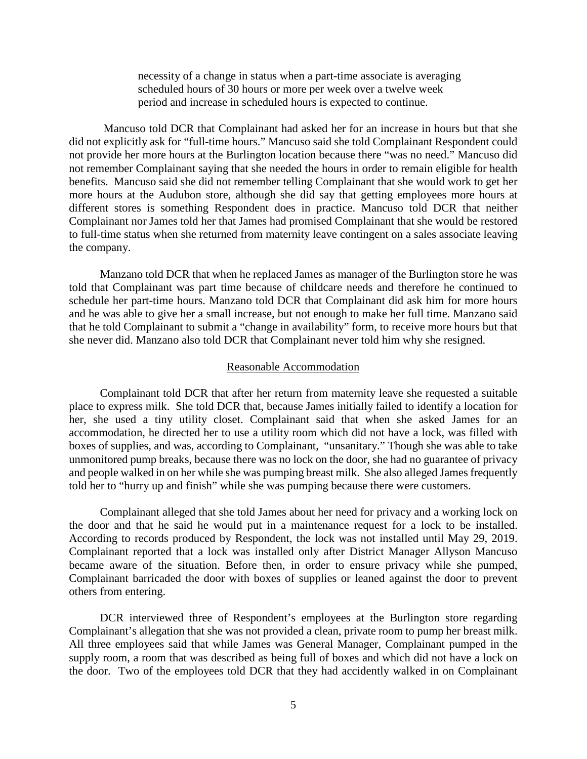> necessity of a change in status when a part-time associate is averaging scheduled hours of 30 hours or more per week over a twelve week period and increase in scheduled hours is expected to continue.

Mancuso told DCR that Complainant had asked her for an increase in hours but that she did not explicitly ask for "full-time hours." Mancuso said she told Complainant Respondent could not provide her more hours at the Burlington location because there "was no need." Mancuso did not remember Complainant saying that she needed the hours in order to remain eligible for health benefits. Mancuso said she did not remember telling Complainant that she would work to get her more hours at the Audubon store, although she did say that getting employees more hours at different stores is something Respondent does in practice. Mancuso told DCR that neither Complainant nor James told her that James had promised Complainant that she would be restored to full-time status when she returned from maternity leave contingent on a sales associate leaving the company.

Manzano told DCR that when he replaced James as manager of the Burlington store he was told that Complainant was part time because of childcare needs and therefore he continued to schedule her part-time hours. Manzano told DCR that Complainant did ask him for more hours and he was able to give her a small increase, but not enough to make her full time. Manzano said that he told Complainant to submit a "change in availability" form, to receive more hours but that she never did. Manzano also told DCR that Complainant never told him why she resigned.

## Reasonable Accommodation

Complainant told DCR that after her return from maternity leave she requested a suitable place to express milk. She told DCR that, because James initially failed to identify a location for her, she used a tiny utility closet. Complainant said that when she asked James for an accommodation, he directed her to use a utility room which did not have a lock, was filled with boxes of supplies, and was, according to Complainant, "unsanitary." Though she was able to take unmonitored pump breaks, because there was no lock on the door, she had no guarantee of privacy and people walked in on her while she was pumping breast milk. She also alleged James frequently told her to "hurry up and finish" while she was pumping because there were customers.

Complainant alleged that she told James about her need for privacy and a working lock on the door and that he said he would put in a maintenance request for a lock to be installed. According to records produced by Respondent, the lock was not installed until May 29, 2019. Complainant reported that a lock was installed only after District Manager Allyson Mancuso became aware of the situation. Before then, in order to ensure privacy while she pumped, Complainant barricaded the door with boxes of supplies or leaned against the door to prevent others from entering.

DCR interviewed three of Respondent's employees at the Burlington store regarding Complainant's allegation that she was not provided a clean, private room to pump her breast milk. All three employees said that while James was General Manager, Complainant pumped in the supply room, a room that was described as being full of boxes and which did not have a lock on the door. Two of the employees told DCR that they had accidently walked in on Complainant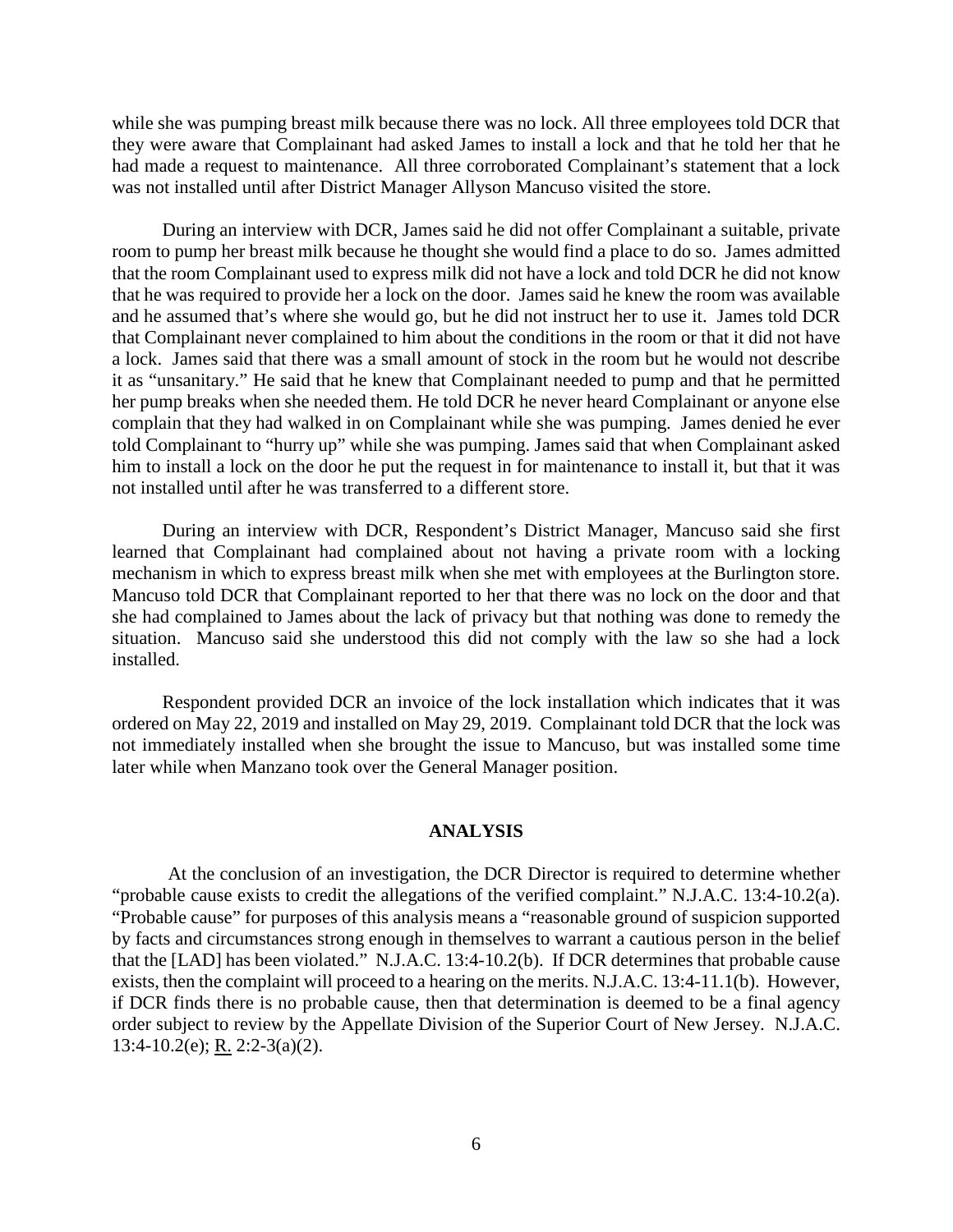while she was pumping breast milk because there was no lock. All three employees told DCR that they were aware that Complainant had asked James to install a lock and that he told her that he had made a request to maintenance. All three corroborated Complainant's statement that a lock was not installed until after District Manager Allyson Mancuso visited the store.

During an interview with DCR, James said he did not offer Complainant a suitable, private room to pump her breast milk because he thought she would find a place to do so. James admitted that the room Complainant used to express milk did not have a lock and told DCR he did not know that he was required to provide her a lock on the door. James said he knew the room was available and he assumed that's where she would go, but he did not instruct her to use it. James told DCR that Complainant never complained to him about the conditions in the room or that it did not have a lock. James said that there was a small amount of stock in the room but he would not describe it as "unsanitary." He said that he knew that Complainant needed to pump and that he permitted her pump breaks when she needed them. He told DCR he never heard Complainant or anyone else complain that they had walked in on Complainant while she was pumping. James denied he ever told Complainant to "hurry up" while she was pumping. James said that when Complainant asked him to install a lock on the door he put the request in for maintenance to install it, but that it was not installed until after he was transferred to a different store.

During an interview with DCR, Respondent's District Manager, Mancuso said she first learned that Complainant had complained about not having a private room with a locking mechanism in which to express breast milk when she met with employees at the Burlington store. Mancuso told DCR that Complainant reported to her that there was no lock on the door and that she had complained to James about the lack of privacy but that nothing was done to remedy the situation. Mancuso said she understood this did not comply with the law so she had a lock installed.

Respondent provided DCR an invoice of the lock installation which indicates that it was ordered on May 22, 2019 and installed on May 29, 2019. Complainant told DCR that the lock was not immediately installed when she brought the issue to Mancuso, but was installed some time later while when Manzano took over the General Manager position.

## ANALYSIS

At the conclusion of an investigation, the DCR Director is required to determine whether "probable cause exists to credit the allegations of the verified complaint." N.J.A.C. 13:4-10.2(a). "Probable cause" for purposes of this analysis means a "reasonable ground of suspicion supported by facts and circumstances strong enough in themselves to warrant a cautious person in the belief that the [LAD] has been violated." N.J.A.C. 13:4-10.2(b). If DCR determines that probable cause exists, then the complaint will proceed to a hearing on the merits. N.J.A.C. 13:4-11.1(b). However, if DCR finds there is no probable cause, then that determination is deemed to be a final agency order subject to review by the Appellate Division of the Superior Court of New Jersey. N.J.A.C. 13:4-10.2(e); R. 2:2-3(a)(2).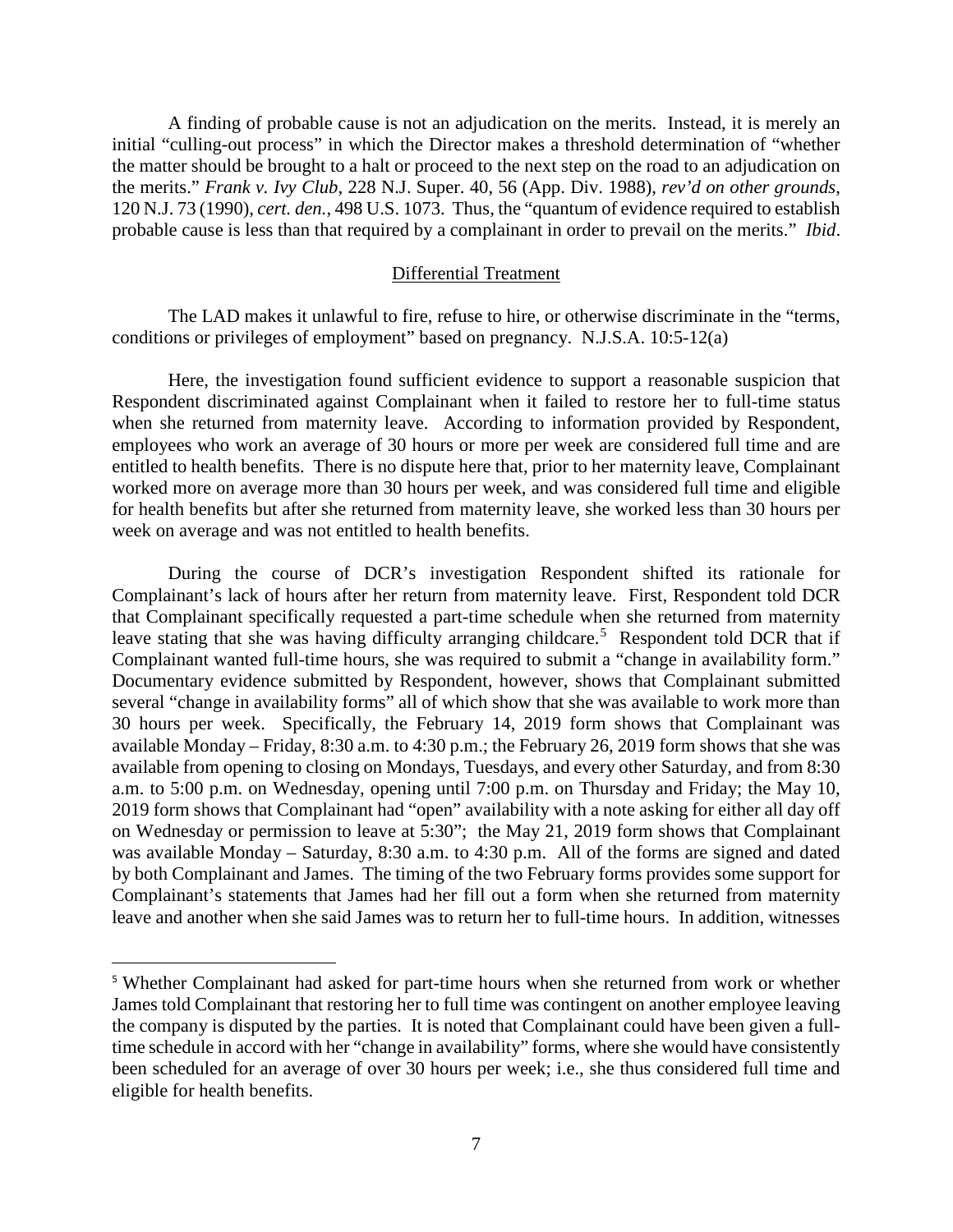A finding of probable cause is not an adjudication on the merits. Instead, it is merely an initial "culling-out process" in which the Director makes a threshold determination of "whether the matter should be brought to a halt or proceed to the next step on the road to an adjudication on the merits." *Frank v. Ivy Club*, 228 N.J. Super. 40, 56 (App. Div. 1988), *rev'd on other grounds*, 120 N.J. 73 (1990), *cert. den.*, 498 U.S. 1073. Thus, the "quantum of evidence required to establish probable cause is less than that required by a complainant in order to prevail on the merits." *Ibid*.

## Differential Treatment

The LAD makes it unlawful to fire, refuse to hire, or otherwise discriminate in the "terms, conditions or privileges of employment" based on pregnancy. N.J.S.A. 10:5-12(a)

Here, the investigation found sufficient evidence to support a reasonable suspicion that Respondent discriminated against Complainant when it failed to restore her to full-time status when she returned from maternity leave. According to information provided by Respondent, employees who work an average of 30 hours or more per week are considered full time and are entitled to health benefits. There is no dispute here that, prior to her maternity leave, Complainant worked more on average more than 30 hours per week, and was considered full time and eligible for health benefits but after she returned from maternity leave, she worked less than 30 hours per week on average and was not entitled to health benefits.

During the course of DCR's investigation Respondent shifted its rationale for Complainant's lack of hours after her return from maternity leave. First, Respondent told DCR that Complainant specifically requested a part-time schedule when she returned from maternity leave stating that she was having difficulty arranging childcare.[5] Respondent told DCR that if Complainant wanted full-time hours, she was required to submit a "change in availability form." Documentary evidence submitted by Respondent, however, shows that Complainant submitted several "change in availability forms" all of which show that she was available to work more than 30 hours per week. Specifically, the February 14, 2019 form shows that Complainant was available Monday – Friday, 8:30 a.m. to 4:30 p.m.; the February 26, 2019 form shows that she was available from opening to closing on Mondays, Tuesdays, and every other Saturday, and from 8:30 a.m. to 5:00 p.m. on Wednesday, opening until 7:00 p.m. on Thursday and Friday; the May 10, 2019 form shows that Complainant had "open" availability with a note asking for either all day off on Wednesday or permission to leave at 5:30"; the May 21, 2019 form shows that Complainant was available Monday – Saturday, 8:30 a.m. to 4:30 p.m. All of the forms are signed and dated by both Complainant and James. The timing of the two February forms provides some support for Complainant's statements that James had her fill out a form when she returned from maternity leave and another when she said James was to return her to full-time hours. In addition, witnesses

[5] Whether Complainant had asked for part-time hours when she returned from work or whether James told Complainant that restoring her to full time was contingent on another employee leaving the company is disputed by the parties. It is noted that Complainant could have been given a full-time schedule in accord with her "change in availability" forms, where she would have consistently been scheduled for an average of over 30 hours per week; i.e., she thus considered full time and eligible for health benefits.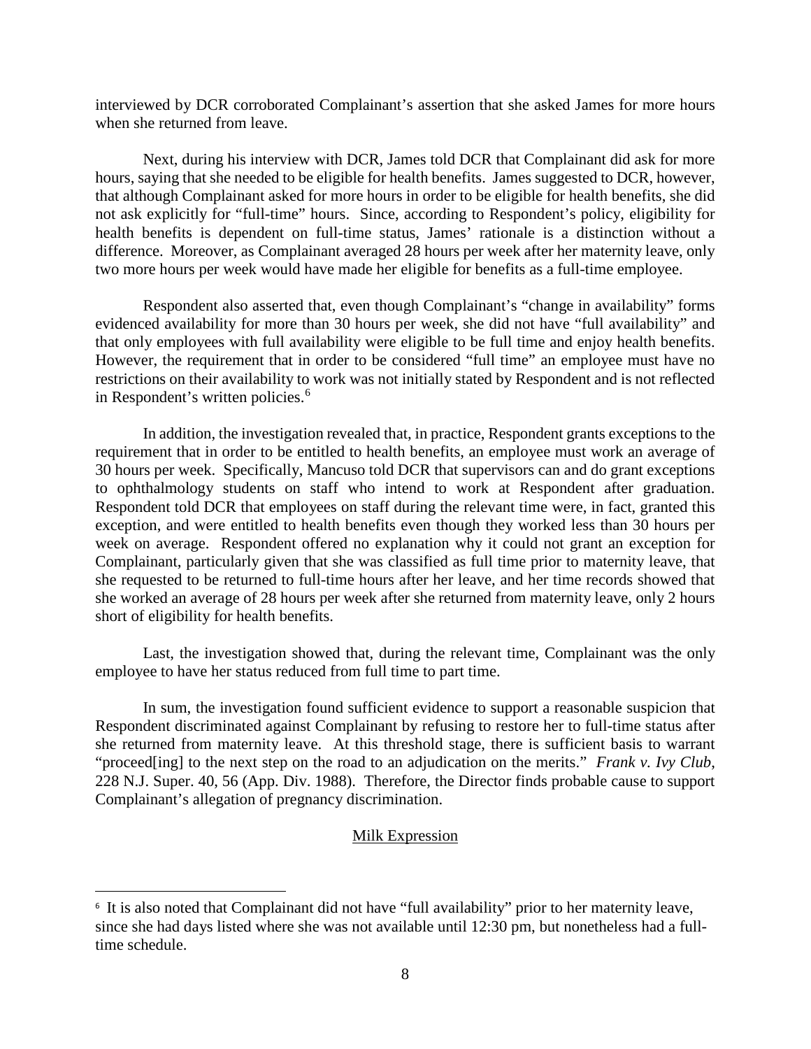interviewed by DCR corroborated Complainant's assertion that she asked James for more hours when she returned from leave.

Next, during his interview with DCR, James told DCR that Complainant did ask for more hours, saying that she needed to be eligible for health benefits. James suggested to DCR, however, that although Complainant asked for more hours in order to be eligible for health benefits, she did not ask explicitly for "full-time" hours. Since, according to Respondent's policy, eligibility for health benefits is dependent on full-time status, James' rationale is a distinction without a difference. Moreover, as Complainant averaged 28 hours per week after her maternity leave, only two more hours per week would have made her eligible for benefits as a full-time employee.

Respondent also asserted that, even though Complainant's "change in availability" forms evidenced availability for more than 30 hours per week, she did not have "full availability" and that only employees with full availability were eligible to be full time and enjoy health benefits. However, the requirement that in order to be considered "full time" an employee must have no restrictions on their availability to work was not initially stated by Respondent and is not reflected in Respondent's written policies.[6]

In addition, the investigation revealed that, in practice, Respondent grants exceptions to the requirement that in order to be entitled to health benefits, an employee must work an average of 30 hours per week. Specifically, Mancuso told DCR that supervisors can and do grant exceptions to ophthalmology students on staff who intend to work at Respondent after graduation. Respondent told DCR that employees on staff during the relevant time were, in fact, granted this exception, and were entitled to health benefits even though they worked less than 30 hours per week on average. Respondent offered no explanation why it could not grant an exception for Complainant, particularly given that she was classified as full time prior to maternity leave, that she requested to be returned to full-time hours after her leave, and her time records showed that she worked an average of 28 hours per week after she returned from maternity leave, only 2 hours short of eligibility for health benefits.

Last, the investigation showed that, during the relevant time, Complainant was the only employee to have her status reduced from full time to part time.

In sum, the investigation found sufficient evidence to support a reasonable suspicion that Respondent discriminated against Complainant by refusing to restore her to full-time status after she returned from maternity leave. At this threshold stage, there is sufficient basis to warrant "proceed[ing] to the next step on the road to an adjudication on the merits." *Frank v. Ivy Club*, 228 N.J. Super. 40, 56 (App. Div. 1988). Therefore, the Director finds probable cause to support Complainant's allegation of pregnancy discrimination.

<u>Milk Expression</u>

[6] It is also noted that Complainant did not have "full availability" prior to her maternity leave, since she had days listed where she was not available until 12:30 pm, but nonetheless had a full-time schedule.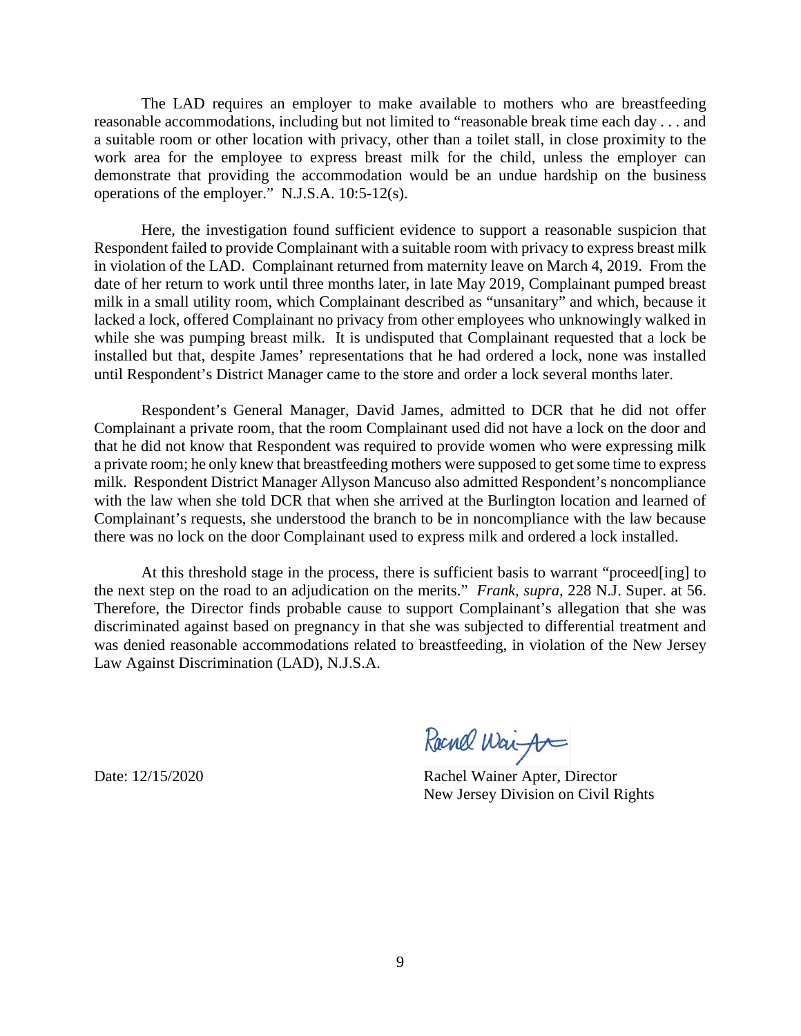The LAD requires an employer to make available to mothers who are breastfeeding reasonable accommodations, including but not limited to "reasonable break time each day . . . and a suitable room or other location with privacy, other than a toilet stall, in close proximity to the work area for the employee to express breast milk for the child, unless the employer can demonstrate that providing the accommodation would be an undue hardship on the business operations of the employer." N.J.S.A. 10:5-12(s).

Here, the investigation found sufficient evidence to support a reasonable suspicion that Respondent failed to provide Complainant with a suitable room with privacy to express breast milk in violation of the LAD. Complainant returned from maternity leave on March 4, 2019. From the date of her return to work until three months later, in late May 2019, Complainant pumped breast milk in a small utility room, which Complainant described as "unsanitary" and which, because it lacked a lock, offered Complainant no privacy from other employees who unknowingly walked in while she was pumping breast milk. It is undisputed that Complainant requested that a lock be installed but that, despite James' representations that he had ordered a lock, none was installed until Respondent's District Manager came to the store and order a lock several months later.

Respondent's General Manager, David James, admitted to DCR that he did not offer Complainant a private room, that the room Complainant used did not have a lock on the door and that he did not know that Respondent was required to provide women who were expressing milk a private room; he only knew that breastfeeding mothers were supposed to get some time to express milk. Respondent District Manager Allyson Mancuso also admitted Respondent's noncompliance with the law when she told DCR that when she arrived at the Burlington location and learned of Complainant's requests, she understood the branch to be in noncompliance with the law because there was no lock on the door Complainant used to express milk and ordered a lock installed.

At this threshold stage in the process, there is sufficient basis to warrant "proceed[ing] to the next step on the road to an adjudication on the merits." *Frank, supra*, 228 N.J. Super. at 56. Therefore, the Director finds probable cause to support Complainant's allegation that she was discriminated against based on pregnancy in that she was subjected to differential treatment and was denied reasonable accommodations related to breastfeeding, in violation of the New Jersey Law Against Discrimination (LAD), N.J.S.A.

Date: 12/15/2020

Rachel Wainer Apter, Director
New Jersey Division on Civil Rights